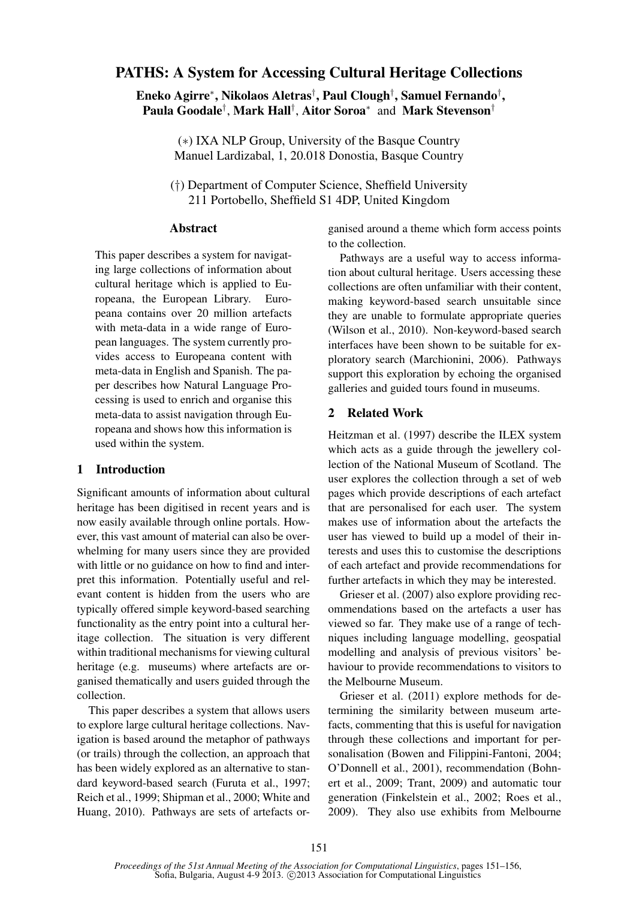# PATHS: A System for Accessing Cultural Heritage Collections

**Eneko Agirre**[*], **Nikolaos Aletras**[†], **Paul Clough**[†], **Samuel Fernando**[†], **Paula Goodale**[†], **Mark Hall**[†], **Aitor Soroa**[*] and **Mark Stevenson**[†]

(∗) IXA NLP Group, University of the Basque Country
Manuel Lardizabal, 1, 20.018 Donostia, Basque Country

(†) Department of Computer Science, Sheffield University
211 Portobello, Sheffield S1 4DP, United Kingdom

## Abstract

This paper describes a system for navigating large collections of information about cultural heritage which is applied to Europeana, the European Library. Europeana contains over 20 million artefacts with meta-data in a wide range of European languages. The system currently provides access to Europeana content with meta-data in English and Spanish. The paper describes how Natural Language Processing is used to enrich and organise this meta-data to assist navigation through Europeana and shows how this information is used within the system.

## 1 Introduction

Significant amounts of information about cultural heritage has been digitised in recent years and is now easily available through online portals. However, this vast amount of material can also be overwhelming for many users since they are provided with little or no guidance on how to find and interpret this information. Potentially useful and relevant content is hidden from the users who are typically offered simple keyword-based searching functionality as the entry point into a cultural heritage collection. The situation is very different within traditional mechanisms for viewing cultural heritage (e.g. museums) where artefacts are organised thematically and users guided through the collection.

This paper describes a system that allows users to explore large cultural heritage collections. Navigation is based around the metaphor of pathways (or trails) through the collection, an approach that has been widely explored as an alternative to standard keyword-based search (Furuta et al., 1997; Reich et al., 1999; Shipman et al., 2000; White and Huang, 2010). Pathways are sets of artefacts organised around a theme which form access points to the collection.

Pathways are a useful way to access information about cultural heritage. Users accessing these collections are often unfamiliar with their content, making keyword-based search unsuitable since they are unable to formulate appropriate queries (Wilson et al., 2010). Non-keyword-based search interfaces have been shown to be suitable for exploratory search (Marchionini, 2006). Pathways support this exploration by echoing the organised galleries and guided tours found in museums.

## 2 Related Work

Heitzman et al. (1997) describe the ILEX system which acts as a guide through the jewellery collection of the National Museum of Scotland. The user explores the collection through a set of web pages which provide descriptions of each artefact that are personalised for each user. The system makes use of information about the artefacts the user has viewed to build up a model of their interests and uses this to customise the descriptions of each artefact and provide recommendations for further artefacts in which they may be interested.

Grieser et al. (2007) also explore providing recommendations based on the artefacts a user has viewed so far. They make use of a range of techniques including language modelling, geospatial modelling and analysis of previous visitors' behaviour to provide recommendations to visitors to the Melbourne Museum.

Grieser et al. (2011) explore methods for determining the similarity between museum artefacts, commenting that this is useful for navigation through these collections and important for personalisation (Bowen and Filippini-Fantoni, 2004; O'Donnell et al., 2001), recommendation (Bohnert et al., 2009; Trant, 2009) and automatic tour generation (Finkelstein et al., 2002; Roes et al., 2009). They also use exhibits from Melbourne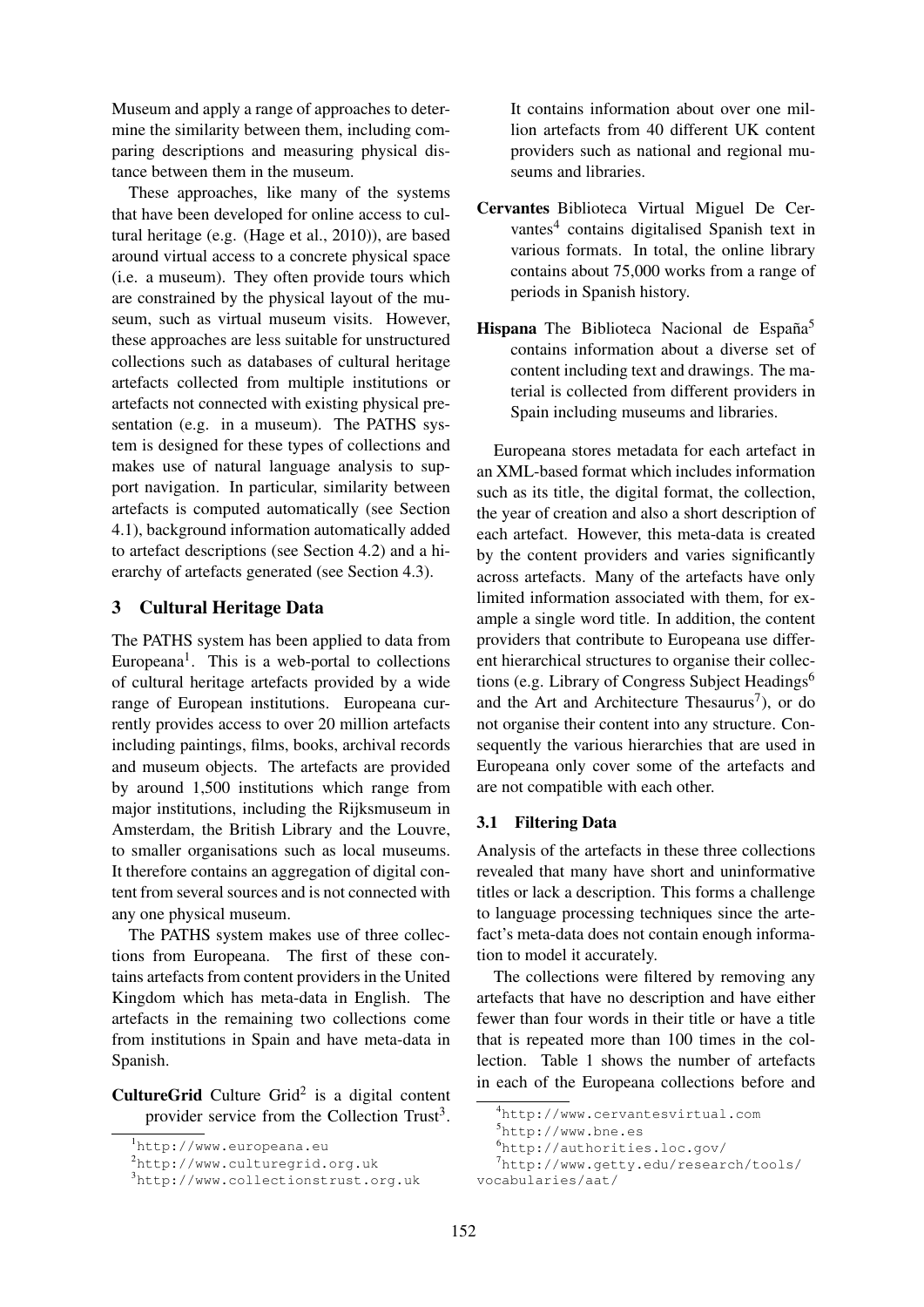Museum and apply a range of approaches to determine the similarity between them, including comparing descriptions and measuring physical distance between them in the museum.

These approaches, like many of the systems that have been developed for online access to cultural heritage (e.g. (Hage et al., 2010)), are based around virtual access to a concrete physical space (i.e. a museum). They often provide tours which are constrained by the physical layout of the museum, such as virtual museum visits. However, these approaches are less suitable for unstructured collections such as databases of cultural heritage artefacts collected from multiple institutions or artefacts not connected with existing physical presentation (e.g. in a museum). The PATHS system is designed for these types of collections and makes use of natural language analysis to support navigation. In particular, similarity between artefacts is computed automatically (see Section 4.1), background information automatically added to artefact descriptions (see Section 4.2) and a hierarchy of artefacts generated (see Section 4.3).

## 3 Cultural Heritage Data

The PATHS system has been applied to data from Europeana[1]. This is a web-portal to collections of cultural heritage artefacts provided by a wide range of European institutions. Europeana currently provides access to over 20 million artefacts including paintings, films, books, archival records and museum objects. The artefacts are provided by around 1,500 institutions which range from major institutions, including the Rijksmuseum in Amsterdam, the British Library and the Louvre, to smaller organisations such as local museums. It therefore contains an aggregation of digital content from several sources and is not connected with any one physical museum.

The PATHS system makes use of three collections from Europeana. The first of these contains artefacts from content providers in the United Kingdom which has meta-data in English. The artefacts in the remaining two collections come from institutions in Spain and have meta-data in Spanish.

**CultureGrid** Culture Grid[2] is a digital content provider service from the Collection Trust[3]. It contains information about over one million artefacts from 40 different UK content providers such as national and regional museums and libraries.

**Cervantes** Biblioteca Virtual Miguel De Cervantes[4] contains digitalised Spanish text in various formats. In total, the online library contains about 75,000 works from a range of periods in Spanish history.

**Hispana** The Biblioteca Nacional de España[5] contains information about a diverse set of content including text and drawings. The material is collected from different providers in Spain including museums and libraries.

Europeana stores metadata for each artefact in an XML-based format which includes information such as its title, the digital format, the collection, the year of creation and also a short description of each artefact. However, this meta-data is created by the content providers and varies significantly across artefacts. Many of the artefacts have only limited information associated with them, for example a single word title. In addition, the content providers that contribute to Europeana use different hierarchical structures to organise their collections (e.g. Library of Congress Subject Headings[6] and the Art and Architecture Thesaurus[7]), or do not organise their content into any structure. Consequently the various hierarchies that are used in Europeana only cover some of the artefacts and are not compatible with each other.

### 3.1 Filtering Data

Analysis of the artefacts in these three collections revealed that many have short and uninformative titles or lack a description. This forms a challenge to language processing techniques since the artefact's meta-data does not contain enough information to model it accurately.

The collections were filtered by removing any artefacts that have no description and have either fewer than four words in their title or have a title that is repeated more than 100 times in the collection. Table 1 shows the number of artefacts in each of the Europeana collections before and

[1] http://www.europeana.eu
[2] http://www.culturegrid.org.uk
[3] http://www.collectionstrust.org.uk
[4] http://www.cervantesvirtual.com
[5] http://www.bne.es
[6] http://authorities.loc.gov/
[7] http://www.getty.edu/research/tools/vocabularies/aat/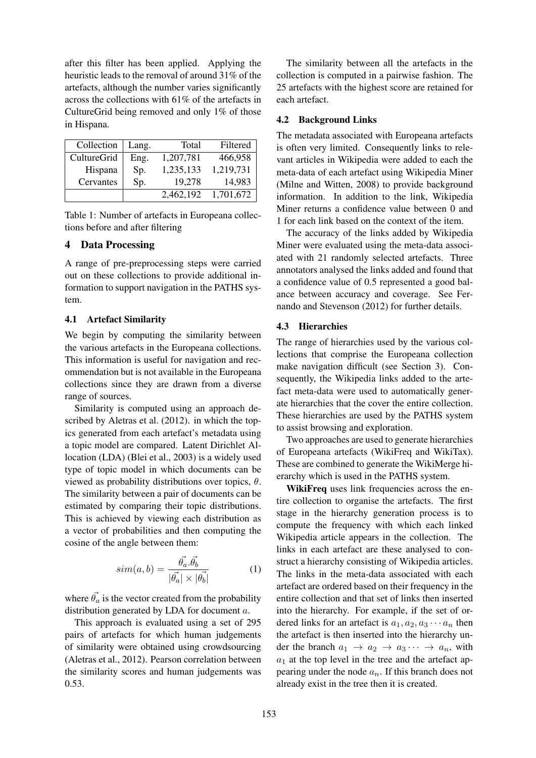after this filter has been applied. Applying the heuristic leads to the removal of around 31% of the artefacts, although the number varies significantly across the collections with 61% of the artefacts in CultureGrid being removed and only 1% of those in Hispana.

| Collection | Lang. | Total | Filtered |
|---|---|---|---|
| CultureGrid | Eng. | 1,207,781 | 466,958 |
| Hispana | Sp. | 1,235,133 | 1,219,731 |
| Cervantes | Sp. | 19,278 | 14,983 |
| | | 2,462,192 | 1,701,672 |

Table 1: Number of artefacts in Europeana collections before and after filtering

## 4 Data Processing

A range of pre-preprocessing steps were carried out on these collections to provide additional information to support navigation in the PATHS system.

### 4.1 Artefact Similarity

We begin by computing the similarity between the various artefacts in the Europeana collections. This information is useful for navigation and recommendation but is not available in the Europeana collections since they are drawn from a diverse range of sources.

Similarity is computed using an approach described by Aletras et al. (2012). in which the topics generated from each artefact's metadata using a topic model are compared. Latent Dirichlet Allocation (LDA) (Blei et al., 2003) is a widely used type of topic model in which documents can be viewed as probability distributions over topics, $\theta$. The similarity between a pair of documents can be estimated by comparing their topic distributions. This is achieved by viewing each distribution as a vector of probabilities and then computing the cosine of the angle between them:

$$sim(a, b) = \frac{\vec{\theta_a}.\vec{\theta_b}}{|\vec{\theta_a}| \times |\vec{\theta_b}|} \quad (1)$$

where $\vec{\theta_a}$ is the vector created from the probability distribution generated by LDA for document $a$.

This approach is evaluated using a set of 295 pairs of artefacts for which human judgements of similarity were obtained using crowdsourcing (Aletras et al., 2012). Pearson correlation between the similarity scores and human judgements was 0.53.

The similarity between all the artefacts in the collection is computed in a pairwise fashion. The 25 artefacts with the highest score are retained for each artefact.

### 4.2 Background Links

The metadata associated with Europeana artefacts is often very limited. Consequently links to relevant articles in Wikipedia were added to each the meta-data of each artefact using Wikipedia Miner (Milne and Witten, 2008) to provide background information. In addition to the link, Wikipedia Miner returns a confidence value between 0 and 1 for each link based on the context of the item.

The accuracy of the links added by Wikipedia Miner were evaluated using the meta-data associated with 21 randomly selected artefacts. Three annotators analysed the links added and found that a confidence value of 0.5 represented a good balance between accuracy and coverage. See Fernando and Stevenson (2012) for further details.

### 4.3 Hierarchies

The range of hierarchies used by the various collections that comprise the Europeana collection make navigation difficult (see Section 3). Consequently, the Wikipedia links added to the artefact meta-data were used to automatically generate hierarchies that the cover the entire collection. These hierarchies are used by the PATHS system to assist browsing and exploration.

Two approaches are used to generate hierarchies of Europeana artefacts (WikiFreq and WikiTax). These are combined to generate the WikiMerge hierarchy which is used in the PATHS system.

**WikiFreq** uses link frequencies across the entire collection to organise the artefacts. The first stage in the hierarchy generation process is to compute the frequency with which each linked Wikipedia article appears in the collection. The links in each artefact are these analysed to construct a hierarchy consisting of Wikipedia articles. The links in the meta-data associated with each artefact are ordered based on their frequency in the entire collection and that set of links then inserted into the hierarchy. For example, if the set of ordered links for an artefact is $a_1, a_2, a_3 \cdots a_n$ then the artefact is then inserted into the hierarchy under the branch $a_1 \rightarrow a_2 \rightarrow a_3 \cdots \rightarrow a_n$, with $a_1$ at the top level in the tree and the artefact appearing under the node $a_n$. If this branch does not already exist in the tree then it is created.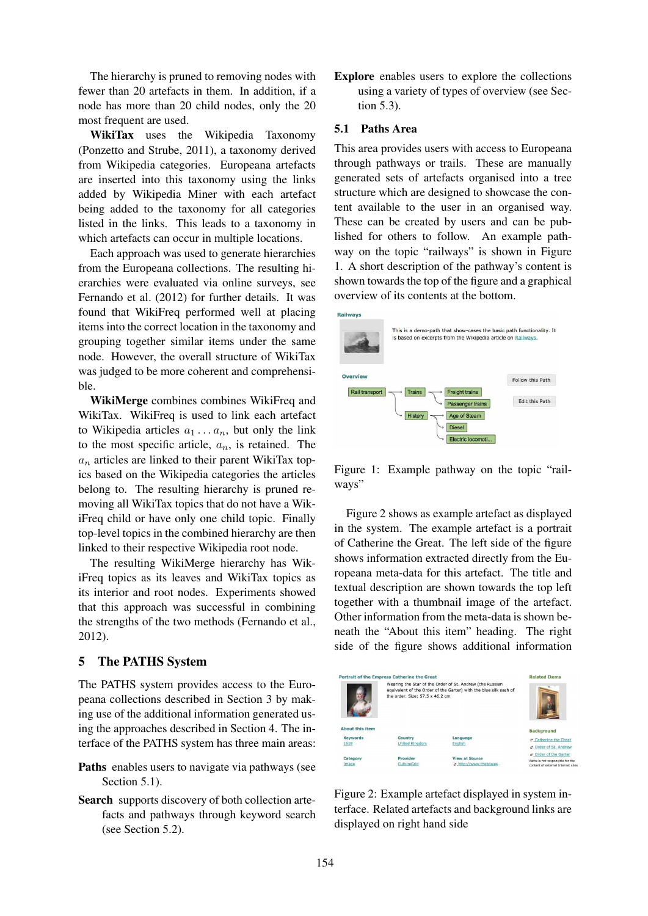The hierarchy is pruned to removing nodes with fewer than 20 artefacts in them. In addition, if a node has more than 20 child nodes, only the 20 most frequent are used.

**WikiTax** uses the Wikipedia Taxonomy (Ponzetto and Strube, 2011), a taxonomy derived from Wikipedia categories. Europeana artefacts are inserted into this taxonomy using the links added by Wikipedia Miner with each artefact being added to the taxonomy for all categories listed in the links. This leads to a taxonomy in which artefacts can occur in multiple locations.

Each approach was used to generate hierarchies from the Europeana collections. The resulting hierarchies were evaluated via online surveys, see Fernando et al. (2012) for further details. It was found that WikiFreq performed well at placing items into the correct location in the taxonomy and grouping together similar items under the same node. However, the overall structure of WikiTax was judged to be more coherent and comprehensible.

**WikiMerge** combines combines WikiFreq and WikiTax. WikiFreq is used to link each artefact to Wikipedia articles $a_1 \ldots a_n$, but only the link to the most specific article, $a_n$, is retained. The $a_n$ articles are linked to their parent WikiTax topics based on the Wikipedia categories the articles belong to. The resulting hierarchy is pruned removing all WikiTax topics that do not have a WikiFreq child or have only one child topic. Finally top-level topics in the combined hierarchy are then linked to their respective Wikipedia root node.

The resulting WikiMerge hierarchy has WikiFreq topics as its leaves and WikiTax topics as its interior and root nodes. Experiments showed that this approach was successful in combining the strengths of the two methods (Fernando et al., 2012).

## 5 The PATHS System

The PATHS system provides access to the Europeana collections described in Section 3 by making use of the additional information generated using the approaches described in Section 4. The interface of the PATHS system has three main areas:

**Paths** enables users to navigate via pathways (see Section 5.1).

**Search** supports discovery of both collection artefacts and pathways through keyword search (see Section 5.2).

**Explore** enables users to explore the collections using a variety of types of overview (see Section 5.3).

### 5.1 Paths Area

This area provides users with access to Europeana through pathways or trails. These are manually generated sets of artefacts organised into a tree structure which are designed to showcase the content available to the user in an organised way. These can be created by users and can be published for others to follow. An example pathway on the topic "railways" is shown in Figure 1. A short description of the pathway's content is shown towards the top of the figure and a graphical overview of its contents at the bottom.

Figure 1: Example pathway on the topic "railways"

Figure 2 shows as example artefact as displayed in the system. The example artefact is a portrait of Catherine the Great. The left side of the figure shows information extracted directly from the Europeana meta-data for this artefact. The title and textual description are shown towards the top left together with a thumbnail image of the artefact. Other information from the meta-data is shown beneath the "About this item" heading. The right side of the figure shows additional information

Figure 2: Example artefact displayed in system interface. Related artefacts and background links are displayed on right hand side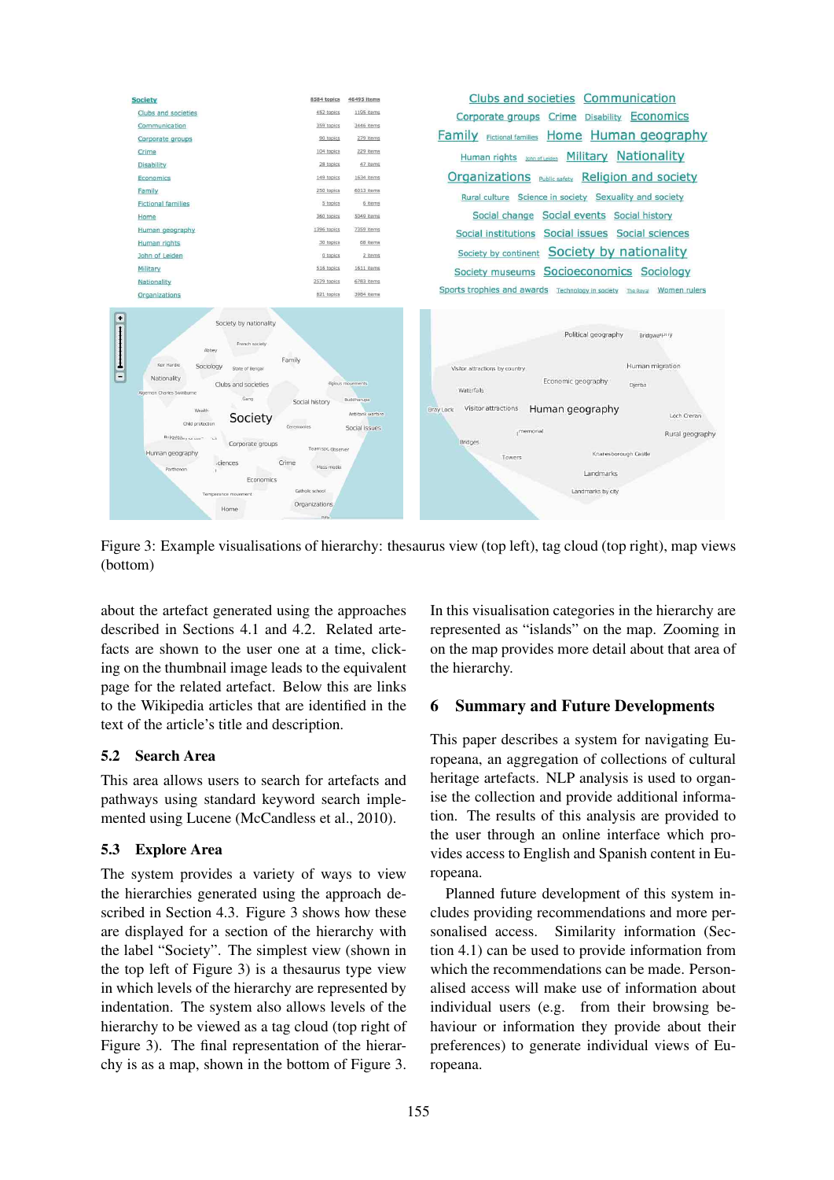Figure 3: Example visualisations of hierarchy: thesaurus view (top left), tag cloud (top right), map views (bottom)

about the artefact generated using the approaches described in Sections 4.1 and 4.2. Related artefacts are shown to the user one at a time, clicking on the thumbnail image leads to the equivalent page for the related artefact. Below this are links to the Wikipedia articles that are identified in the text of the article's title and description.

### 5.2 Search Area

This area allows users to search for artefacts and pathways using standard keyword search implemented using Lucene (McCandless et al., 2010).

### 5.3 Explore Area

The system provides a variety of ways to view the hierarchies generated using the approach described in Section 4.3. Figure 3 shows how these are displayed for a section of the hierarchy with the label "Society". The simplest view (shown in the top left of Figure 3) is a thesaurus type view in which levels of the hierarchy are represented by indentation. The system also allows levels of the hierarchy to be viewed as a tag cloud (top right of Figure 3). The final representation of the hierarchy is as a map, shown in the bottom of Figure 3. In this visualisation categories in the hierarchy are represented as "islands" on the map. Zooming in on the map provides more detail about that area of the hierarchy.

## 6 Summary and Future Developments

This paper describes a system for navigating Europeana, an aggregation of collections of cultural heritage artefacts. NLP analysis is used to organise the collection and provide additional information. The results of this analysis are provided to the user through an online interface which provides access to English and Spanish content in Europeana.

Planned future development of this system includes providing recommendations and more personalised access. Similarity information (Section 4.1) can be used to provide information from which the recommendations can be made. Personalised access will make use of information about individual users (e.g. from their browsing behaviour or information they provide about their preferences) to generate individual views of Europeana.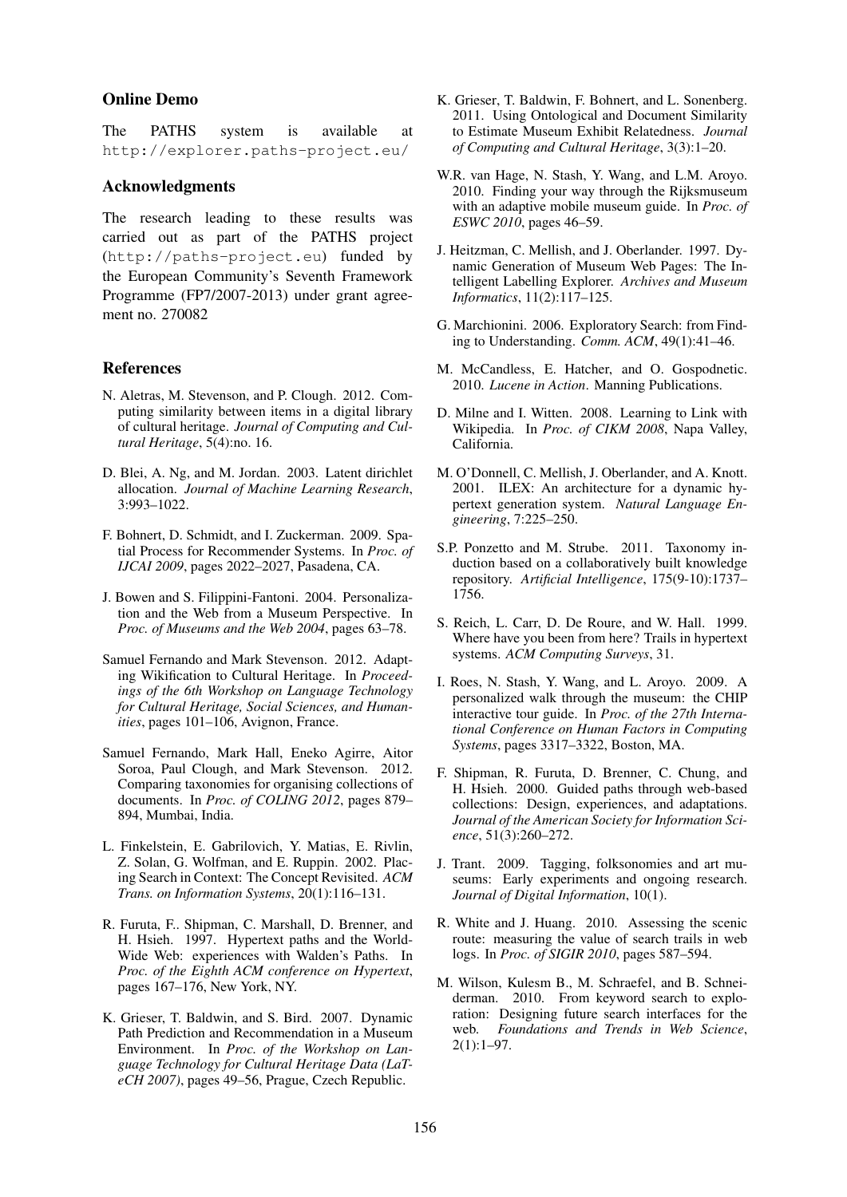## Online Demo

The PATHS system is available at http://explorer.paths-project.eu/

## Acknowledgments

The research leading to these results was carried out as part of the PATHS project (http://paths-project.eu) funded by the European Community's Seventh Framework Programme (FP7/2007-2013) under grant agreement no. 270082

## References

N. Aletras, M. Stevenson, and P. Clough. 2012. Computing similarity between items in a digital library of cultural heritage. *Journal of Computing and Cultural Heritage*, 5(4):no. 16.

D. Blei, A. Ng, and M. Jordan. 2003. Latent dirichlet allocation. *Journal of Machine Learning Research*, 3:993–1022.

F. Bohnert, D. Schmidt, and I. Zuckerman. 2009. Spatial Process for Recommender Systems. In *Proc. of IJCAI 2009*, pages 2022–2027, Pasadena, CA.

J. Bowen and S. Filippini-Fantoni. 2004. Personalization and the Web from a Museum Perspective. In *Proc. of Museums and the Web 2004*, pages 63–78.

Samuel Fernando and Mark Stevenson. 2012. Adapting Wikification to Cultural Heritage. In *Proceedings of the 6th Workshop on Language Technology for Cultural Heritage, Social Sciences, and Humanities*, pages 101–106, Avignon, France.

Samuel Fernando, Mark Hall, Eneko Agirre, Aitor Soroa, Paul Clough, and Mark Stevenson. 2012. Comparing taxonomies for organising collections of documents. In *Proc. of COLING 2012*, pages 879–894, Mumbai, India.

L. Finkelstein, E. Gabrilovich, Y. Matias, E. Rivlin, Z. Solan, G. Wolfman, and E. Ruppin. 2002. Placing Search in Context: The Concept Revisited. *ACM Trans. on Information Systems*, 20(1):116–131.

R. Furuta, F.. Shipman, C. Marshall, D. Brenner, and H. Hsieh. 1997. Hypertext paths and the World-Wide Web: experiences with Walden's Paths. In *Proc. of the Eighth ACM conference on Hypertext*, pages 167–176, New York, NY.

K. Grieser, T. Baldwin, and S. Bird. 2007. Dynamic Path Prediction and Recommendation in a Museum Environment. In *Proc. of the Workshop on Language Technology for Cultural Heritage Data (LaTeCH 2007)*, pages 49–56, Prague, Czech Republic.

K. Grieser, T. Baldwin, F. Bohnert, and L. Sonenberg. 2011. Using Ontological and Document Similarity to Estimate Museum Exhibit Relatedness. *Journal of Computing and Cultural Heritage*, 3(3):1–20.

W.R. van Hage, N. Stash, Y. Wang, and L.M. Aroyo. 2010. Finding your way through the Rijksmuseum with an adaptive mobile museum guide. In *Proc. of ESWC 2010*, pages 46–59.

J. Heitzman, C. Mellish, and J. Oberlander. 1997. Dynamic Generation of Museum Web Pages: The Intelligent Labelling Explorer. *Archives and Museum Informatics*, 11(2):117–125.

G. Marchionini. 2006. Exploratory Search: from Finding to Understanding. *Comm. ACM*, 49(1):41–46.

M. McCandless, E. Hatcher, and O. Gospodnetic. 2010. *Lucene in Action*. Manning Publications.

D. Milne and I. Witten. 2008. Learning to Link with Wikipedia. In *Proc. of CIKM 2008*, Napa Valley, California.

M. O'Donnell, C. Mellish, J. Oberlander, and A. Knott. 2001. ILEX: An architecture for a dynamic hypertext generation system. *Natural Language Engineering*, 7:225–250.

S.P. Ponzetto and M. Strube. 2011. Taxonomy induction based on a collaboratively built knowledge repository. *Artificial Intelligence*, 175(9-10):1737–1756.

S. Reich, L. Carr, D. De Roure, and W. Hall. 1999. Where have you been from here? Trails in hypertext systems. *ACM Computing Surveys*, 31.

I. Roes, N. Stash, Y. Wang, and L. Aroyo. 2009. A personalized walk through the museum: the CHIP interactive tour guide. In *Proc. of the 27th International Conference on Human Factors in Computing Systems*, pages 3317–3322, Boston, MA.

F. Shipman, R. Furuta, D. Brenner, C. Chung, and H. Hsieh. 2000. Guided paths through web-based collections: Design, experiences, and adaptations. *Journal of the American Society for Information Science*, 51(3):260–272.

J. Trant. 2009. Tagging, folksonomies and art museums: Early experiments and ongoing research. *Journal of Digital Information*, 10(1).

R. White and J. Huang. 2010. Assessing the scenic route: measuring the value of search trails in web logs. In *Proc. of SIGIR 2010*, pages 587–594.

M. Wilson, Kulesm B., M. Schraefel, and B. Schneiderman. 2010. From keyword search to exploration: Designing future search interfaces for the web. *Foundations and Trends in Web Science*, 2(1):1–97.